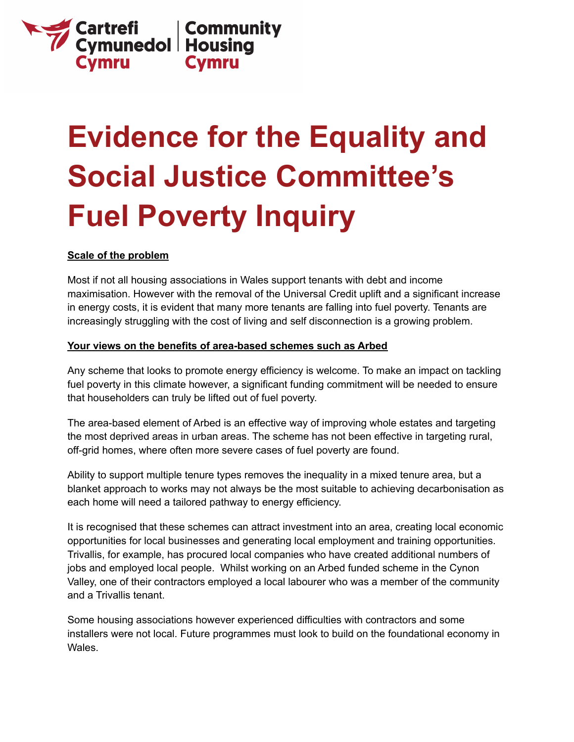Cartrefi Cymunedol Cymru | Community Housing Cymru

# Evidence for the Equality and Social Justice Committee's Fuel Poverty Inquiry

**Scale of the problem**

Most if not all housing associations in Wales support tenants with debt and income maximisation. However with the removal of the Universal Credit uplift and a significant increase in energy costs, it is evident that many more tenants are falling into fuel poverty. Tenants are increasingly struggling with the cost of living and self disconnection is a growing problem.

**Your views on the benefits of area-based schemes such as Arbed**

Any scheme that looks to promote energy efficiency is welcome. To make an impact on tackling fuel poverty in this climate however, a significant funding commitment will be needed to ensure that householders can truly be lifted out of fuel poverty.

The area-based element of Arbed is an effective way of improving whole estates and targeting the most deprived areas in urban areas. The scheme has not been effective in targeting rural, off-grid homes, where often more severe cases of fuel poverty are found.

Ability to support multiple tenure types removes the inequality in a mixed tenure area, but a blanket approach to works may not always be the most suitable to achieving decarbonisation as each home will need a tailored pathway to energy efficiency.

It is recognised that these schemes can attract investment into an area, creating local economic opportunities for local businesses and generating local employment and training opportunities. Trivallis, for example, has procured local companies who have created additional numbers of jobs and employed local people. Whilst working on an Arbed funded scheme in the Cynon Valley, one of their contractors employed a local labourer who was a member of the community and a Trivallis tenant.

Some housing associations however experienced difficulties with contractors and some installers were not local. Future programmes must look to build on the foundational economy in Wales.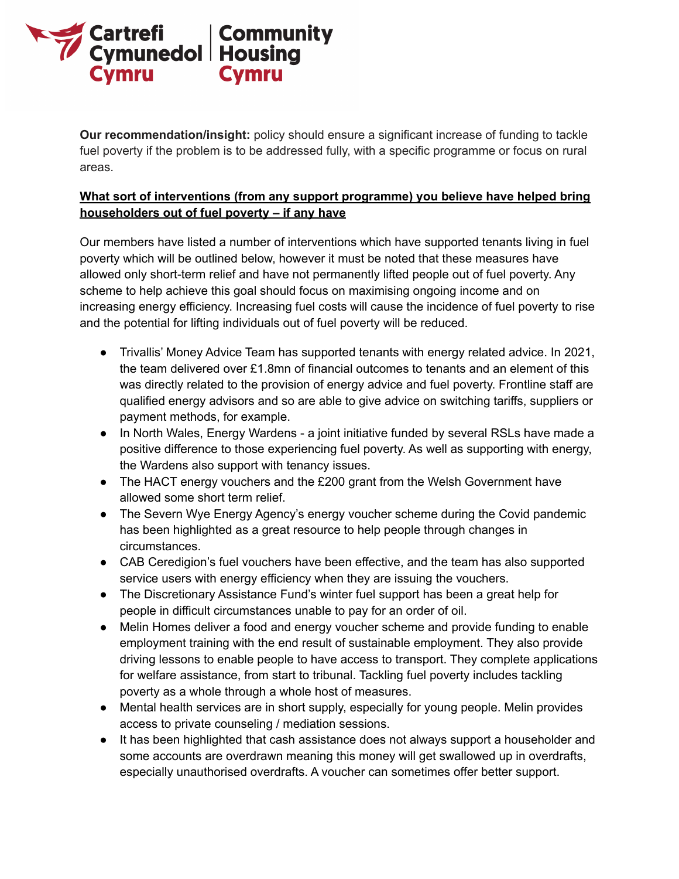**Our recommendation/insight:** policy should ensure a significant increase of funding to tackle fuel poverty if the problem is to be addressed fully, with a specific programme or focus on rural areas.

**What sort of interventions (from any support programme) you believe have helped bring householders out of fuel poverty – if any have**

Our members have listed a number of interventions which have supported tenants living in fuel poverty which will be outlined below, however it must be noted that these measures have allowed only short-term relief and have not permanently lifted people out of fuel poverty. Any scheme to help achieve this goal should focus on maximising ongoing income and on increasing energy efficiency. Increasing fuel costs will cause the incidence of fuel poverty to rise and the potential for lifting individuals out of fuel poverty will be reduced.

- Trivallis' Money Advice Team has supported tenants with energy related advice. In 2021, the team delivered over £1.8mn of financial outcomes to tenants and an element of this was directly related to the provision of energy advice and fuel poverty. Frontline staff are qualified energy advisors and so are able to give advice on switching tariffs, suppliers or payment methods, for example.
- In North Wales, Energy Wardens - a joint initiative funded by several RSLs have made a positive difference to those experiencing fuel poverty. As well as supporting with energy, the Wardens also support with tenancy issues.
- The HACT energy vouchers and the £200 grant from the Welsh Government have allowed some short term relief.
- The Severn Wye Energy Agency's energy voucher scheme during the Covid pandemic has been highlighted as a great resource to help people through changes in circumstances.
- CAB Ceredigion's fuel vouchers have been effective, and the team has also supported service users with energy efficiency when they are issuing the vouchers.
- The Discretionary Assistance Fund's winter fuel support has been a great help for people in difficult circumstances unable to pay for an order of oil.
- Melin Homes deliver a food and energy voucher scheme and provide funding to enable employment training with the end result of sustainable employment. They also provide driving lessons to enable people to have access to transport. They complete applications for welfare assistance, from start to tribunal. Tackling fuel poverty includes tackling poverty as a whole through a whole host of measures.
- Mental health services are in short supply, especially for young people. Melin provides access to private counseling / mediation sessions.
- It has been highlighted that cash assistance does not always support a householder and some accounts are overdrawn meaning this money will get swallowed up in overdrafts, especially unauthorised overdrafts. A voucher can sometimes offer better support.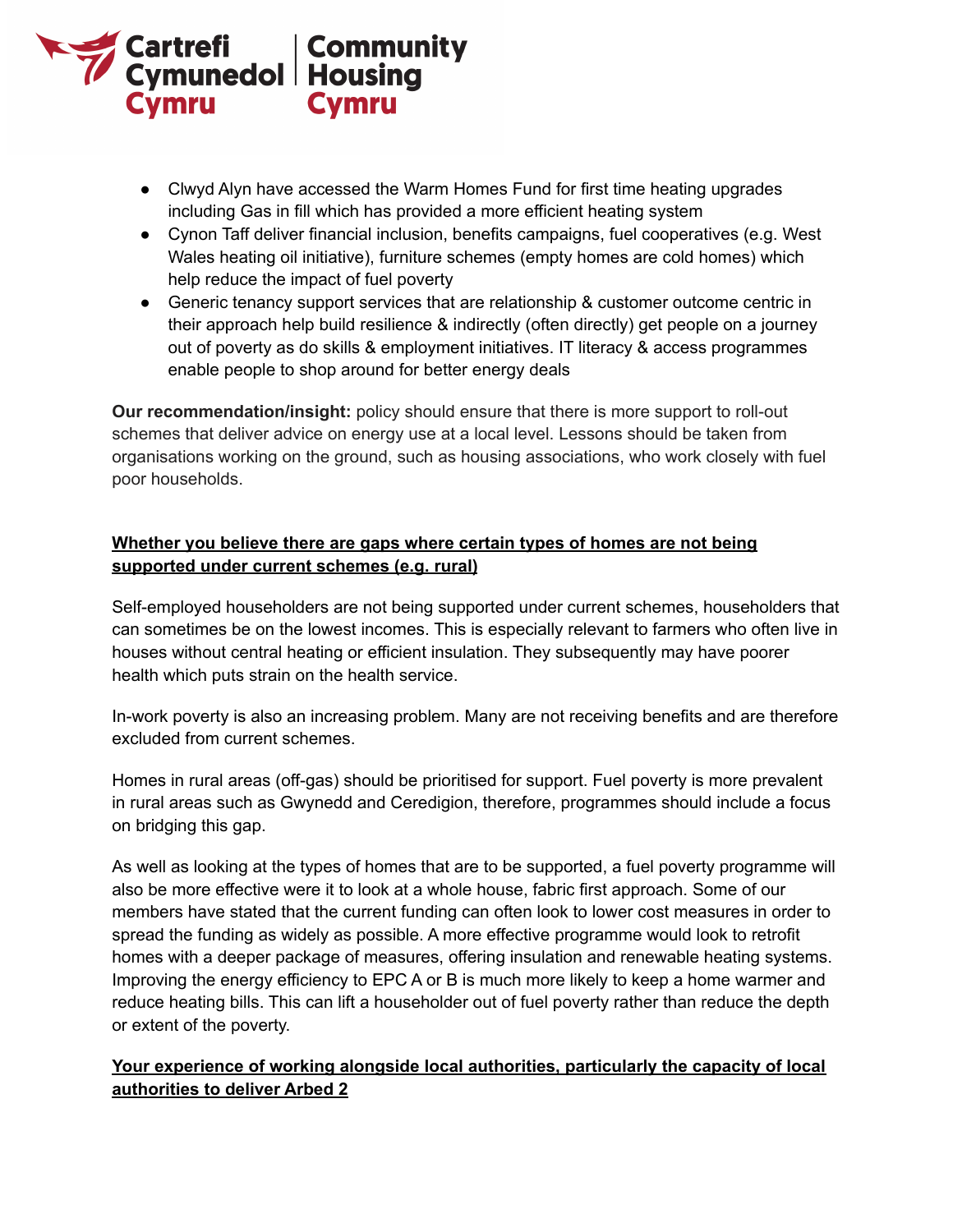- Clwyd Alyn have accessed the Warm Homes Fund for first time heating upgrades including Gas in fill which has provided a more efficient heating system
- Cynon Taff deliver financial inclusion, benefits campaigns, fuel cooperatives (e.g. West Wales heating oil initiative), furniture schemes (empty homes are cold homes) which help reduce the impact of fuel poverty
- Generic tenancy support services that are relationship & customer outcome centric in their approach help build resilience & indirectly (often directly) get people on a journey out of poverty as do skills & employment initiatives. IT literacy & access programmes enable people to shop around for better energy deals

**Our recommendation/insight:** policy should ensure that there is more support to roll-out schemes that deliver advice on energy use at a local level. Lessons should be taken from organisations working on the ground, such as housing associations, who work closely with fuel poor households.

**Whether you believe there are gaps where certain types of homes are not being supported under current schemes (e.g. rural)**

Self-employed householders are not being supported under current schemes, householders that can sometimes be on the lowest incomes. This is especially relevant to farmers who often live in houses without central heating or efficient insulation. They subsequently may have poorer health which puts strain on the health service.

In-work poverty is also an increasing problem. Many are not receiving benefits and are therefore excluded from current schemes.

Homes in rural areas (off-gas) should be prioritised for support. Fuel poverty is more prevalent in rural areas such as Gwynedd and Ceredigion, therefore, programmes should include a focus on bridging this gap.

As well as looking at the types of homes that are to be supported, a fuel poverty programme will also be more effective were it to look at a whole house, fabric first approach. Some of our members have stated that the current funding can often look to lower cost measures in order to spread the funding as widely as possible. A more effective programme would look to retrofit homes with a deeper package of measures, offering insulation and renewable heating systems. Improving the energy efficiency to EPC A or B is much more likely to keep a home warmer and reduce heating bills. This can lift a householder out of fuel poverty rather than reduce the depth or extent of the poverty.

**Your experience of working alongside local authorities, particularly the capacity of local authorities to deliver Arbed 2**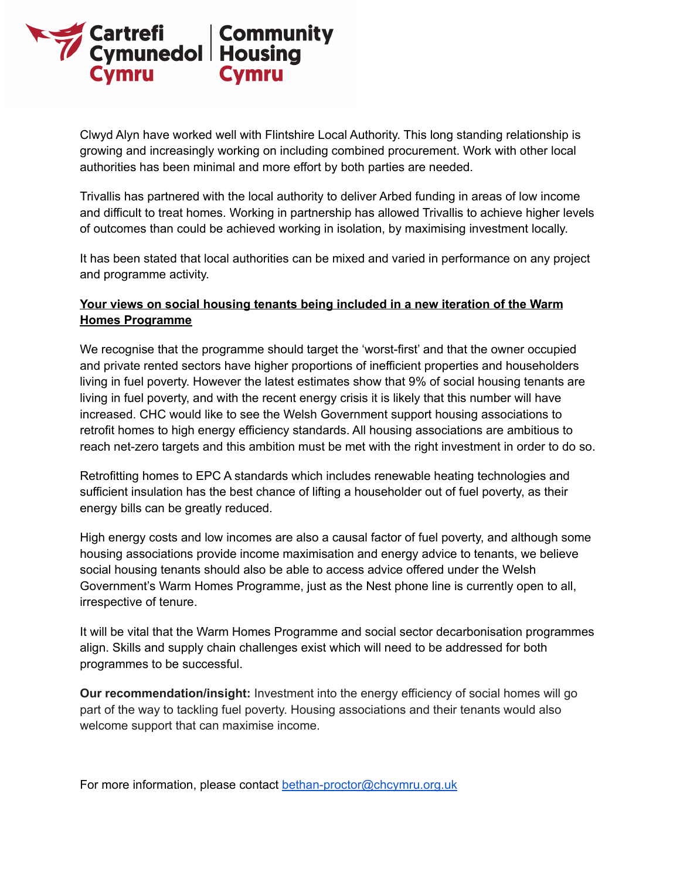Clwyd Alyn have worked well with Flintshire Local Authority. This long standing relationship is growing and increasingly working on including combined procurement. Work with other local authorities has been minimal and more effort by both parties are needed.

Trivallis has partnered with the local authority to deliver Arbed funding in areas of low income and difficult to treat homes. Working in partnership has allowed Trivallis to achieve higher levels of outcomes than could be achieved working in isolation, by maximising investment locally.

It has been stated that local authorities can be mixed and varied in performance on any project and programme activity.

**Your views on social housing tenants being included in a new iteration of the Warm Homes Programme**

We recognise that the programme should target the 'worst-first' and that the owner occupied and private rented sectors have higher proportions of inefficient properties and householders living in fuel poverty. However the latest estimates show that 9% of social housing tenants are living in fuel poverty, and with the recent energy crisis it is likely that this number will have increased. CHC would like to see the Welsh Government support housing associations to retrofit homes to high energy efficiency standards. All housing associations are ambitious to reach net-zero targets and this ambition must be met with the right investment in order to do so.

Retrofitting homes to EPC A standards which includes renewable heating technologies and sufficient insulation has the best chance of lifting a householder out of fuel poverty, as their energy bills can be greatly reduced.

High energy costs and low incomes are also a causal factor of fuel poverty, and although some housing associations provide income maximisation and energy advice to tenants, we believe social housing tenants should also be able to access advice offered under the Welsh Government's Warm Homes Programme, just as the Nest phone line is currently open to all, irrespective of tenure.

It will be vital that the Warm Homes Programme and social sector decarbonisation programmes align. Skills and supply chain challenges exist which will need to be addressed for both programmes to be successful.

**Our recommendation/insight:** Investment into the energy efficiency of social homes will go part of the way to tackling fuel poverty. Housing associations and their tenants would also welcome support that can maximise income.

For more information, please contact bethan-proctor@chcymru.org.uk